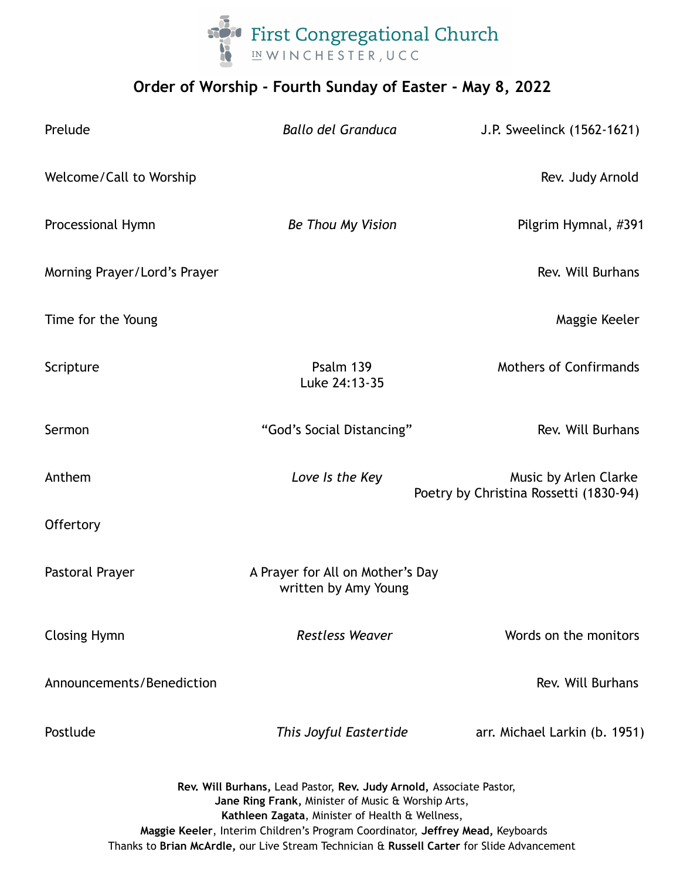First Congregational Church
IN WINCHESTER, UCC

## Order of Worship - Fourth Sunday of Easter - May 8, 2022

| | | |
|---|---|---|
| Prelude | *Ballo del Granduca* | J.P. Sweelinck (1562-1621) |
| Welcome/Call to Worship | | Rev. Judy Arnold |
| Processional Hymn | *Be Thou My Vision* | Pilgrim Hymnal, #391 |
| Morning Prayer/Lord's Prayer | | Rev. Will Burhans |
| Time for the Young | | Maggie Keeler |
| Scripture | Psalm 139<br>Luke 24:13-35 | Mothers of Confirmands |
| Sermon | "God's Social Distancing" | Rev. Will Burhans |
| Anthem | *Love Is the Key* | Music by Arlen Clarke<br>Poetry by Christina Rossetti (1830-94) |
| Offertory | | |
| Pastoral Prayer | A Prayer for All on Mother's Day<br>written by Amy Young | |
| Closing Hymn | *Restless Weaver* | Words on the monitors |
| Announcements/Benediction | | Rev. Will Burhans |
| Postlude | *This Joyful Eastertide* | arr. Michael Larkin (b. 1951) |

**Rev. Will Burhans,** Lead Pastor, **Rev. Judy Arnold,** Associate Pastor,
**Jane Ring Frank,** Minister of Music & Worship Arts,
**Kathleen Zagata**, Minister of Health & Wellness,
**Maggie Keeler**, Interim Children's Program Coordinator, **Jeffrey Mead,** Keyboards
Thanks to **Brian McArdle,** our Live Stream Technician & **Russell Carter** for Slide Advancement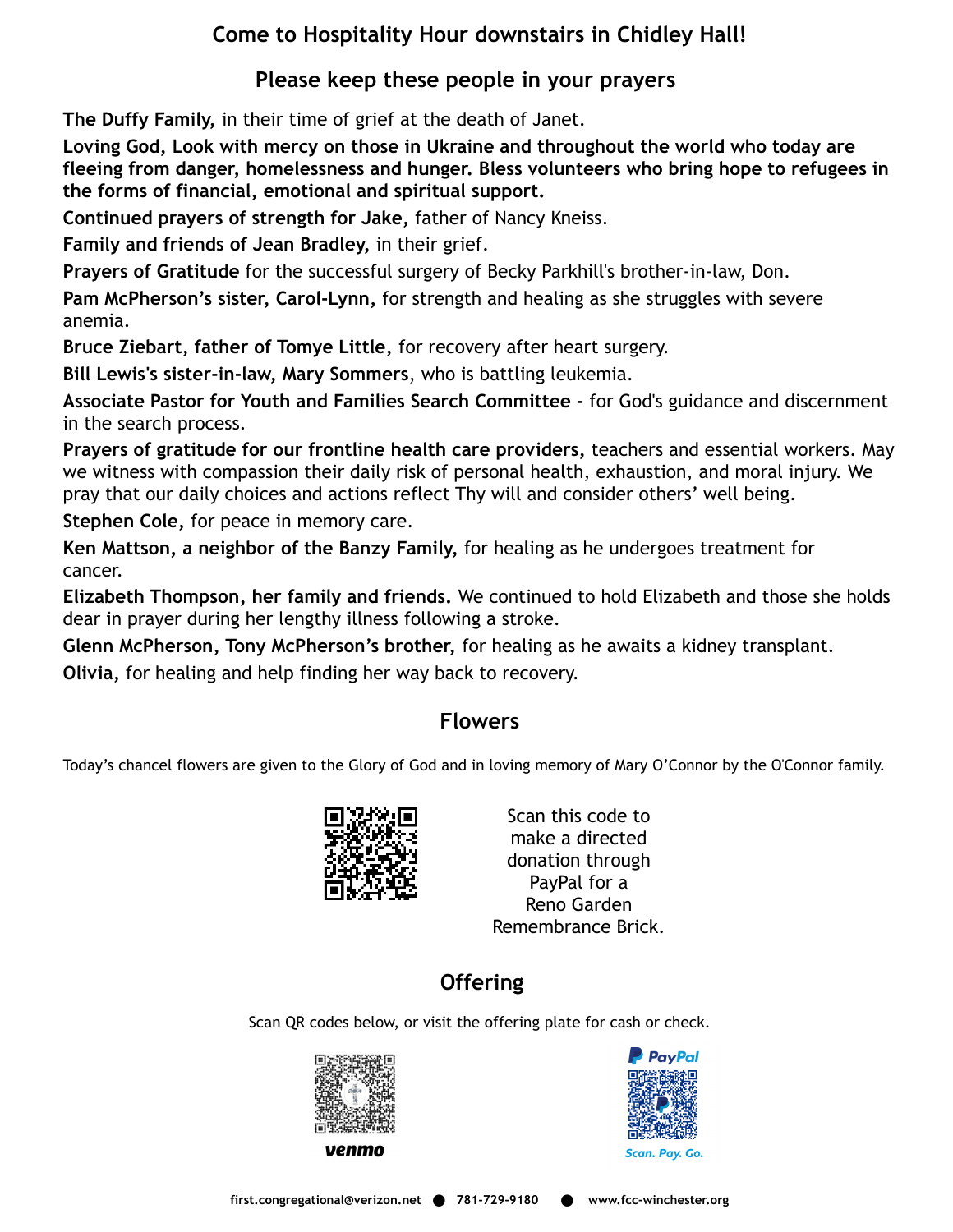## Come to Hospitality Hour downstairs in Chidley Hall!

## Please keep these people in your prayers

**The Duffy Family,** in their time of grief at the death of Janet.

**Loving God, Look with mercy on those in Ukraine and throughout the world who today are fleeing from danger, homelessness and hunger. Bless volunteers who bring hope to refugees in the forms of financial, emotional and spiritual support.**

**Continued prayers of strength for Jake,** father of Nancy Kneiss.

**Family and friends of Jean Bradley,** in their grief.

**Prayers of Gratitude** for the successful surgery of Becky Parkhill's brother-in-law, Don.

**Pam McPherson's sister, Carol-Lynn,** for strength and healing as she struggles with severe anemia.

**Bruce Ziebart, father of Tomye Little,** for recovery after heart surgery.

**Bill Lewis's sister-in-law, Mary Sommers**, who is battling leukemia.

**Associate Pastor for Youth and Families Search Committee -** for God's guidance and discernment in the search process.

**Prayers of gratitude for our frontline health care providers,** teachers and essential workers. May we witness with compassion their daily risk of personal health, exhaustion, and moral injury. We pray that our daily choices and actions reflect Thy will and consider others' well being.

**Stephen Cole,** for peace in memory care.

**Ken Mattson, a neighbor of the Banzy Family,** for healing as he undergoes treatment for cancer.

**Elizabeth Thompson, her family and friends.** We continued to hold Elizabeth and those she holds dear in prayer during her lengthy illness following a stroke.

**Glenn McPherson, Tony McPherson's brother,** for healing as he awaits a kidney transplant.

**Olivia,** for healing and help finding her way back to recovery.

## Flowers

Today's chancel flowers are given to the Glory of God and in loving memory of Mary O'Connor by the O'Connor family.

Scan this code to make a directed donation through PayPal for a Reno Garden Remembrance Brick.

## Offering

Scan QR codes below, or visit the offering plate for cash or check.

venmo

PayPal

Scan. Pay. Go.

first.congregational@verizon.net ● 781-729-9180 ● www.fcc-winchester.org